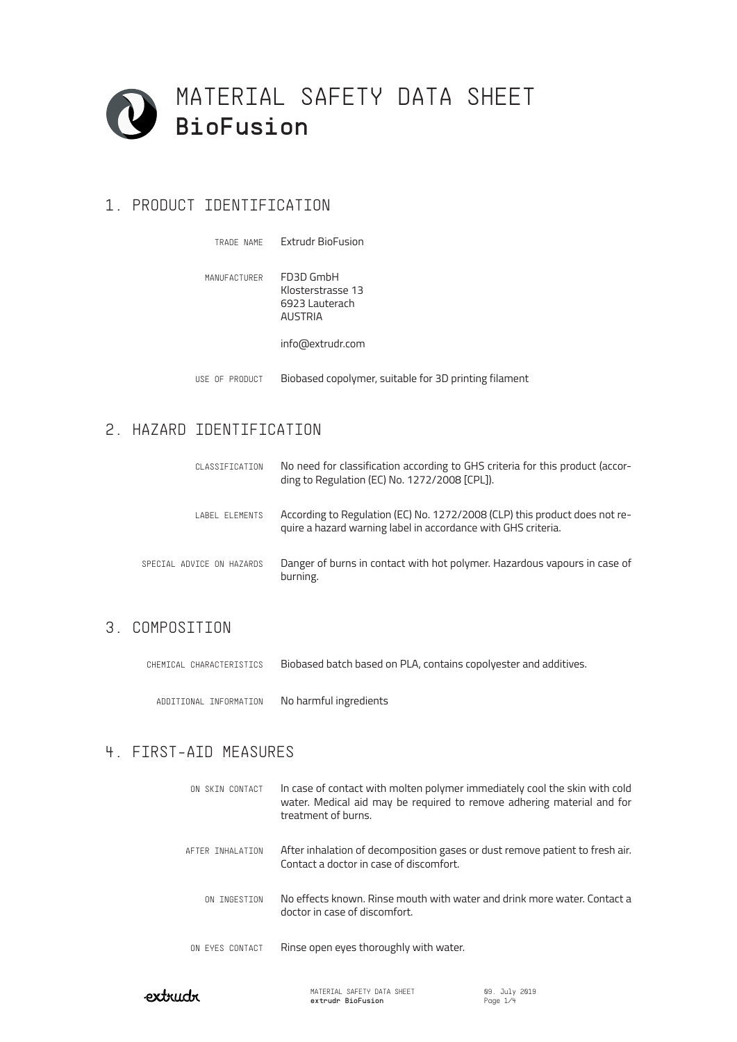# MATERIAL SAFETY DATA SHEET
# BioFusion

## 1. PRODUCT IDENTIFICATION

| | |
|---|---|
| TRADE NAME | Extrudr BioFusion |
| MANUFACTURER | FD3D GmbH<br>Klosterstrasse 13<br>6923 Lauterach<br>AUSTRIA<br><br>info@extrudr.com |
| USE OF PRODUCT | Biobased copolymer, suitable for 3D printing filament |

## 2. HAZARD IDENTIFICATION

| | |
|---|---|
| CLASSIFICATION | No need for classification according to GHS criteria for this product (according to Regulation (EC) No. 1272/2008 [CPL]). |
| LABEL ELEMENTS | According to Regulation (EC) No. 1272/2008 (CLP) this product does not require a hazard warning label in accordance with GHS criteria. |
| SPECIAL ADVICE ON HAZARDS | Danger of burns in contact with hot polymer. Hazardous vapours in case of burning. |

## 3. COMPOSITION

| | |
|---|---|
| CHEMICAL CHARACTERISTICS | Biobased batch based on PLA, contains copolyester and additives. |
| ADDITIONAL INFORMATION | No harmful ingredients |

## 4. FIRST-AID MEASURES

| | |
|---|---|
| ON SKIN CONTACT | In case of contact with molten polymer immediately cool the skin with cold water. Medical aid may be required to remove adhering material and for treatment of burns. |
| AFTER INHALATION | After inhalation of decomposition gases or dust remove patient to fresh air. Contact a doctor in case of discomfort. |
| ON INGESTION | No effects known. Rinse mouth with water and drink more water. Contact a doctor in case of discomfort. |
| ON EYES CONTACT | Rinse open eyes thoroughly with water. |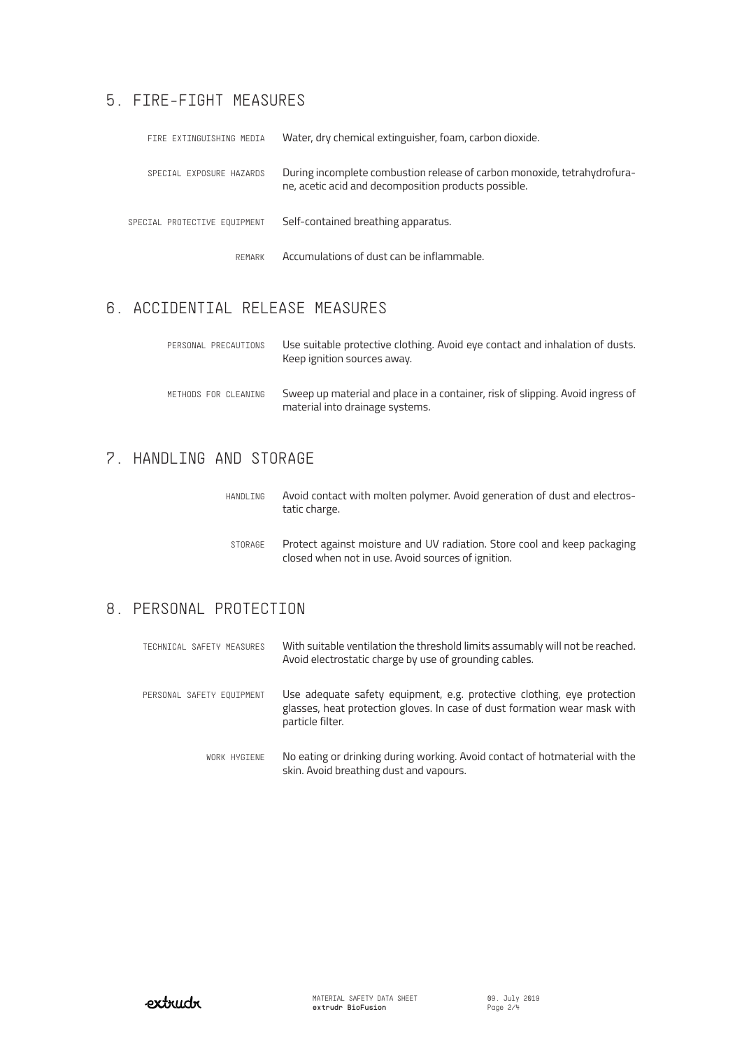## 5. FIRE-FIGHT MEASURES

| | |
|---|---|
| FIRE EXTINGUISHING MEDIA | Water, dry chemical extinguisher, foam, carbon dioxide. |
| SPECIAL EXPOSURE HAZARDS | During incomplete combustion release of carbon monoxide, tetrahydrofurane, acetic acid and decomposition products possible. |
| SPECIAL PROTECTIVE EQUIPMENT | Self-contained breathing apparatus. |
| REMARK | Accumulations of dust can be inflammable. |

## 6. ACCIDENTIAL RELEASE MEASURES

| | |
|---|---|
| PERSONAL PRECAUTIONS | Use suitable protective clothing. Avoid eye contact and inhalation of dusts. Keep ignition sources away. |
| METHODS FOR CLEANING | Sweep up material and place in a container, risk of slipping. Avoid ingress of material into drainage systems. |

## 7. HANDLING AND STORAGE

| | |
|---|---|
| HANDLING | Avoid contact with molten polymer. Avoid generation of dust and electrostatic charge. |
| STORAGE | Protect against moisture and UV radiation. Store cool and keep packaging closed when not in use. Avoid sources of ignition. |

## 8. PERSONAL PROTECTION

| | |
|---|---|
| TECHNICAL SAFETY MEASURES | With suitable ventilation the threshold limits assumably will not be reached. Avoid electrostatic charge by use of grounding cables. |
| PERSONAL SAFETY EQUIPMENT | Use adequate safety equipment, e.g. protective clothing, eye protection glasses, heat protection gloves. In case of dust formation wear mask with particle filter. |
| WORK HYGIENE | No eating or drinking during working. Avoid contact of hotmaterial with the skin. Avoid breathing dust and vapours. |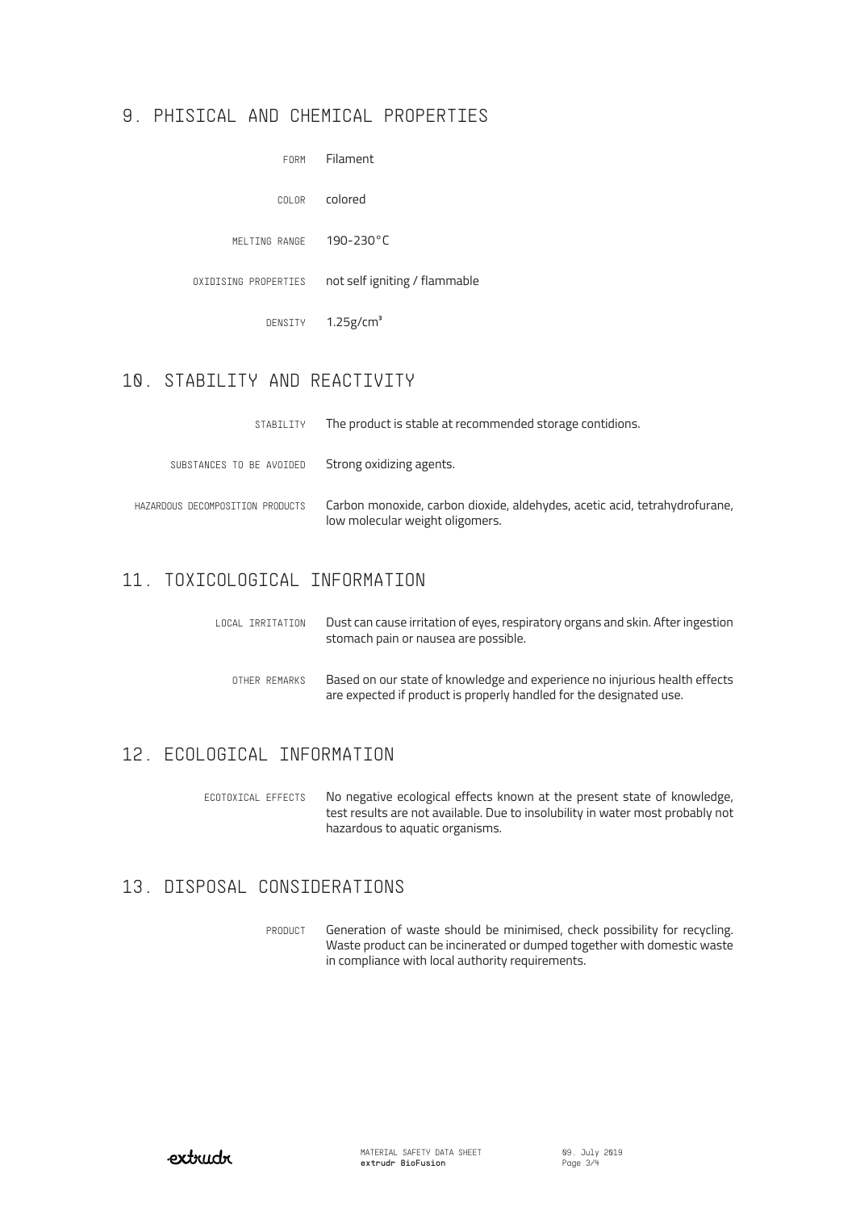## 9. PHISICAL AND CHEMICAL PROPERTIES

| | |
|---|---|
| FORM | Filament |
| COLOR | colored |
| MELTING RANGE | 190-230°C |
| OXIDISING PROPERTIES | not self igniting / flammable |
| DENSITY | 1.25g/cm³ |

## 10. STABILITY AND REACTIVITY

| | |
|---|---|
| STABILITY | The product is stable at recommended storage contidions. |
| SUBSTANCES TO BE AVOIDED | Strong oxidizing agents. |
| HAZARDOUS DECOMPOSITION PRODUCTS | Carbon monoxide, carbon dioxide, aldehydes, acetic acid, tetrahydrofurane, low molecular weight oligomers. |

## 11. TOXICOLOGICAL INFORMATION

| | |
|---|---|
| LOCAL IRRITATION | Dust can cause irritation of eyes, respiratory organs and skin. After ingestion stomach pain or nausea are possible. |
| OTHER REMARKS | Based on our state of knowledge and experience no injurious health effects are expected if product is properly handled for the designated use. |

## 12. ECOLOGICAL INFORMATION

| | |
|---|---|
| ECOTOXICAL EFFECTS | No negative ecological effects known at the present state of knowledge, test results are not available. Due to insolubility in water most probably not hazardous to aquatic organisms. |

## 13. DISPOSAL CONSIDERATIONS

| | |
|---|---|
| PRODUCT | Generation of waste should be minimised, check possibility for recycling. Waste product can be incinerated or dumped together with domestic waste in compliance with local authority requirements. |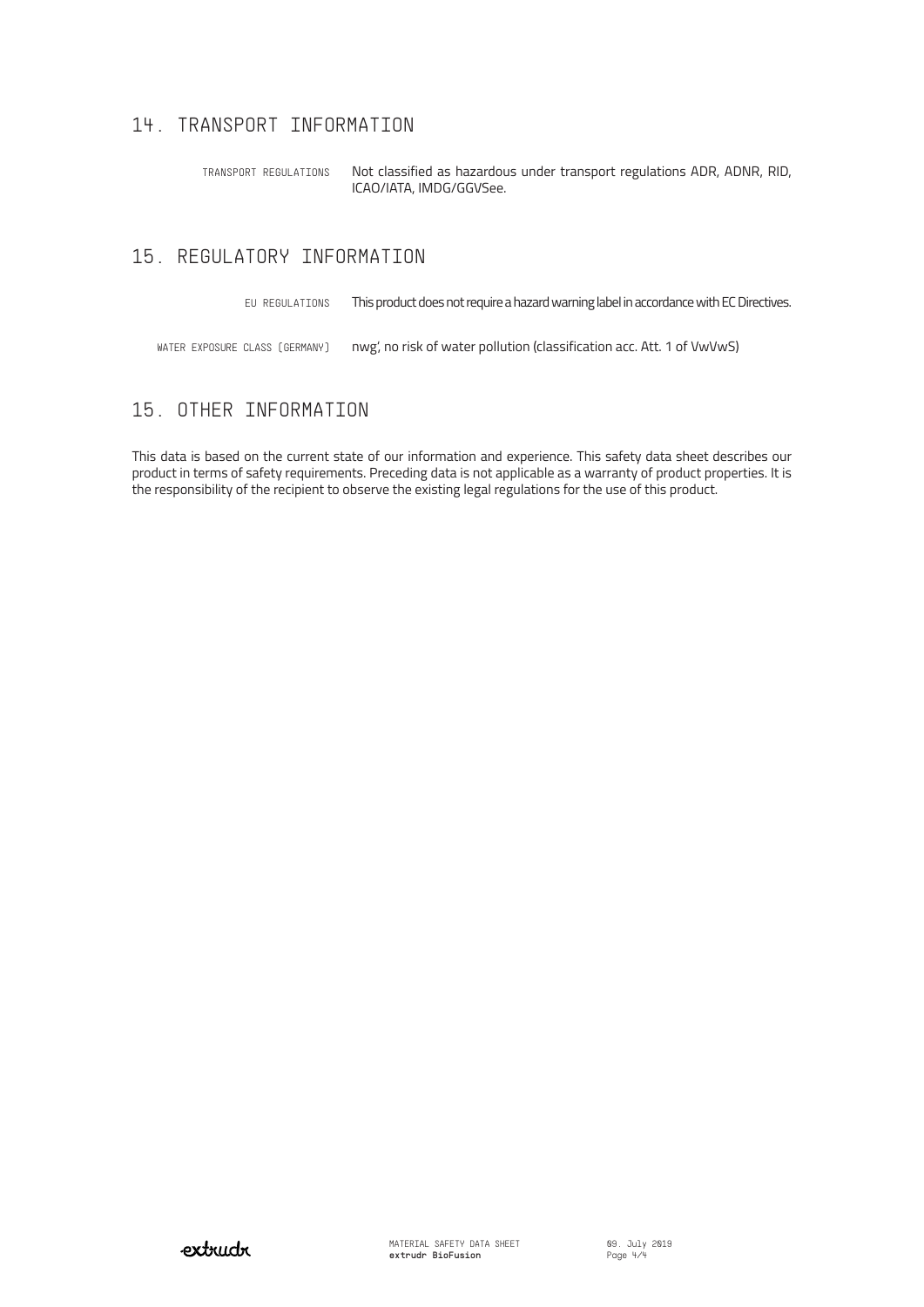## 14. TRANSPORT INFORMATION

| | |
|---|---|
| TRANSPORT REGULATIONS | Not classified as hazardous under transport regulations ADR, ADNR, RID, ICAO/IATA, IMDG/GGVSee. |

## 15. REGULATORY INFORMATION

| | |
|---|---|
| EU REGULATIONS | This product does not require a hazard warning label in accordance with EC Directives. |
| WATER EXPOSURE CLASS (GERMANY) | nwg', no risk of water pollution (classification acc. Att. 1 of VwVwS) |

## 15. OTHER INFORMATION

This data is based on the current state of our information and experience. This safety data sheet describes our product in terms of safety requirements. Preceding data is not applicable as a warranty of product properties. It is the responsibility of the recipient to observe the existing legal regulations for the use of this product.